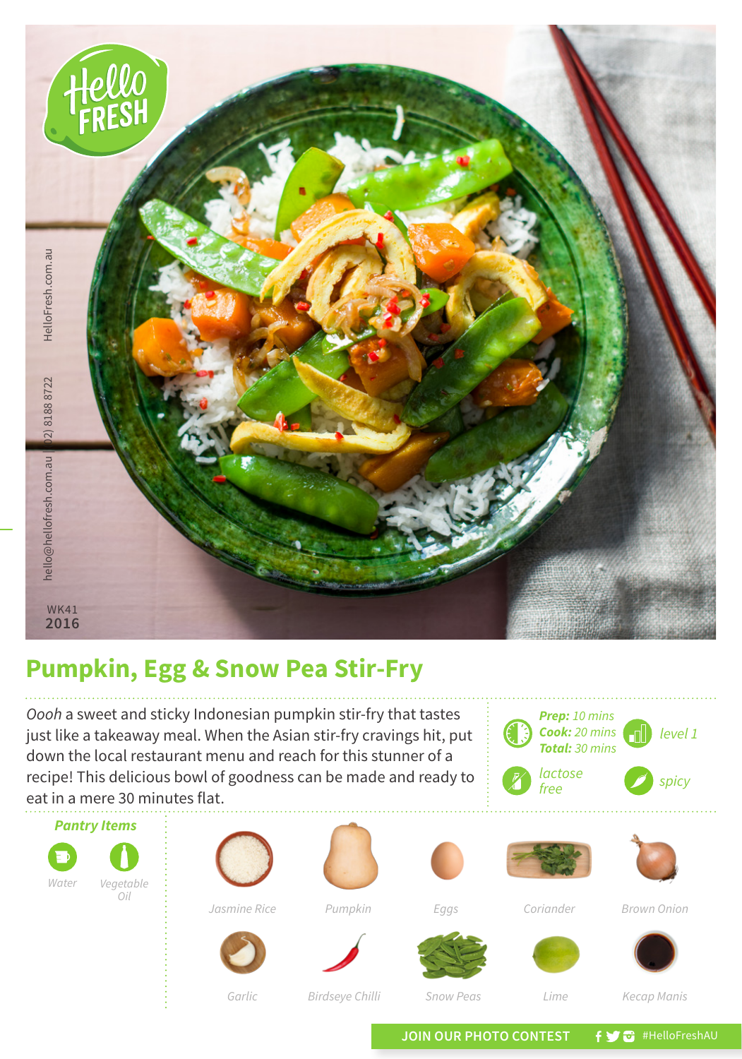HelloFresh

WK41
2016

# Pumpkin, Egg & Snow Pea Stir-Fry

*Oooh* a sweet and sticky Indonesian pumpkin stir-fry that tastes just like a takeaway meal. When the Asian stir-fry cravings hit, put down the local restaurant menu and reach for this stunner of a recipe! This delicious bowl of goodness can be made and ready to eat in a mere 30 minutes flat.

***Prep:*** *10 mins*
***Cook:*** *20 mins*
***Total:*** *30 mins*

*level 1*

*lactose free*

*spicy*

### *Pantry Items*

- Water
- Vegetable Oil

### Ingredients

- Jasmine Rice
- Pumpkin
- Eggs
- Coriander
- Brown Onion
- Garlic
- Birdseye Chilli
- Snow Peas
- Lime
- Kecap Manis

hello@hellofresh.com.au | (02) 8188 8722 | HelloFresh.com.au

JOIN OUR PHOTO CONTEST #HelloFreshAU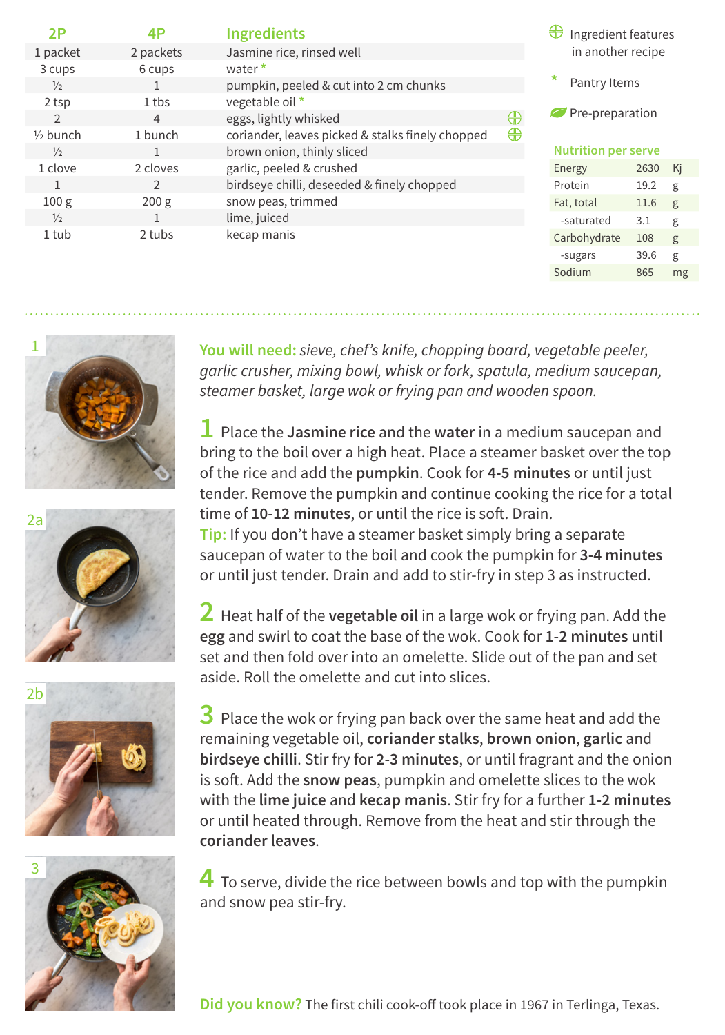| 2P | 4P | Ingredients | |
|---|---|---|---|
| 1 packet | 2 packets | Jasmine rice, rinsed well | |
| 3 cups | 6 cups | water * | |
| ½ | 1 | pumpkin, peeled & cut into 2 cm chunks | |
| 2 tsp | 1 tbs | vegetable oil * | |
| 2 | 4 | eggs, lightly whisked | ⊕ |
| ½ bunch | 1 bunch | coriander, leaves picked & stalks finely chopped | ⊕ |
| ½ | 1 | brown onion, thinly sliced | |
| 1 clove | 2 cloves | garlic, peeled & crushed | |
| 1 | 2 | birdseye chilli, deseeded & finely chopped | |
| 100 g | 200 g | snow peas, trimmed | |
| ½ | 1 | lime, juiced | |
| 1 tub | 2 tubs | kecap manis | |

⊕ Ingredient features in another recipe

* Pantry Items

Pre-preparation

**Nutrition per serve**

| | | |
|---|---|---|
| Energy | 2630 | Kj |
| Protein | 19.2 | g |
| Fat, total | 11.6 | g |
| -saturated | 3.1 | g |
| Carbohydrate | 108 | g |
| -sugars | 39.6 | g |
| Sodium | 865 | mg |

**You will need:** *sieve, chef's knife, chopping board, vegetable peeler, garlic crusher, mixing bowl, whisk or fork, spatula, medium saucepan, steamer basket, large wok or frying pan and wooden spoon.*

**1** Place the **Jasmine rice** and the **water** in a medium saucepan and bring to the boil over a high heat. Place a steamer basket over the top of the rice and add the **pumpkin**. Cook for **4-5 minutes** or until just tender. Remove the pumpkin and continue cooking the rice for a total time of **10-12 minutes**, or until the rice is soft. Drain.
**Tip:** If you don't have a steamer basket simply bring a separate saucepan of water to the boil and cook the pumpkin for **3-4 minutes** or until just tender. Drain and add to stir-fry in step 3 as instructed.

**2** Heat half of the **vegetable oil** in a large wok or frying pan. Add the **egg** and swirl to coat the base of the wok. Cook for **1-2 minutes** until set and then fold over into an omelette. Slide out of the pan and set aside. Roll the omelette and cut into slices.

**3** Place the wok or frying pan back over the same heat and add the remaining vegetable oil, **coriander stalks**, **brown onion**, **garlic** and **birdseye chilli**. Stir fry for **2-3 minutes**, or until fragrant and the onion is soft. Add the **snow peas**, pumpkin and omelette slices to the wok with the **lime juice** and **kecap manis**. Stir fry for a further **1-2 minutes** or until heated through. Remove from the heat and stir through the **coriander leaves**.

**4** To serve, divide the rice between bowls and top with the pumpkin and snow pea stir-fry.

**Did you know?** The first chili cook-off took place in 1967 in Terlinga, Texas.